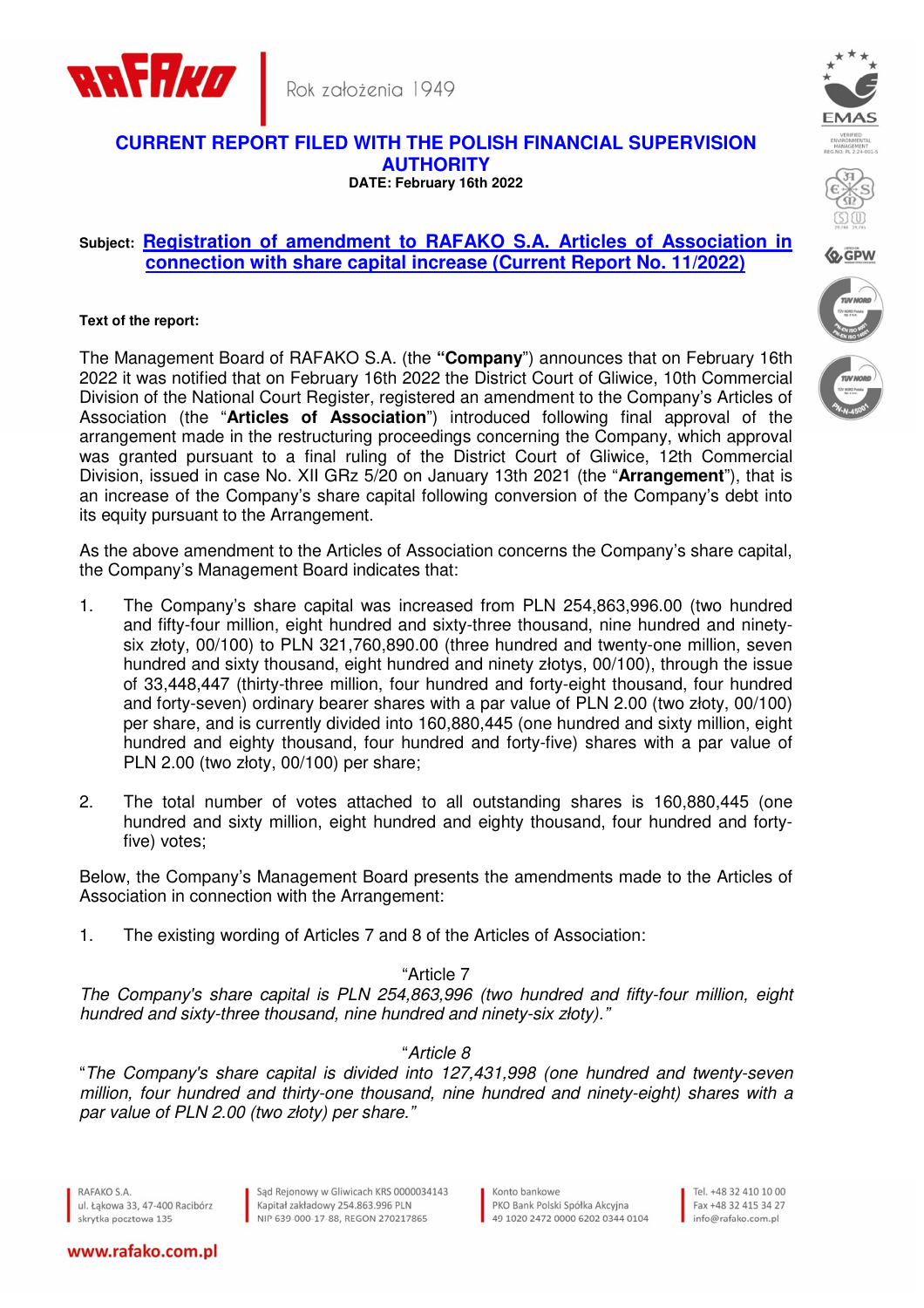# CURRENT REPORT FILED WITH THE POLISH FINANCIAL SUPERVISION AUTHORITY

**DATE: February 16th 2022**

**Subject:** **Registration of amendment to RAFAKO S.A. Articles of Association in connection with share capital increase (Current Report No. 11/2022)**

**Text of the report:**

The Management Board of RAFAKO S.A. (the **"Company"**) announces that on February 16th 2022 it was notified that on February 16th 2022 the District Court of Gliwice, 10th Commercial Division of the National Court Register, registered an amendment to the Company's Articles of Association (the "**Articles of Association**") introduced following final approval of the arrangement made in the restructuring proceedings concerning the Company, which approval was granted pursuant to a final ruling of the District Court of Gliwice, 12th Commercial Division, issued in case No. XII GRz 5/20 on January 13th 2021 (the "**Arrangement**"), that is an increase of the Company's share capital following conversion of the Company's debt into its equity pursuant to the Arrangement.

As the above amendment to the Articles of Association concerns the Company's share capital, the Company's Management Board indicates that:

1. The Company's share capital was increased from PLN 254,863,996.00 (two hundred and fifty-four million, eight hundred and sixty-three thousand, nine hundred and ninety-six złoty, 00/100) to PLN 321,760,890.00 (three hundred and twenty-one million, seven hundred and sixty thousand, eight hundred and ninety złotys, 00/100), through the issue of 33,448,447 (thirty-three million, four hundred and forty-eight thousand, four hundred and forty-seven) ordinary bearer shares with a par value of PLN 2.00 (two złoty, 00/100) per share, and is currently divided into 160,880,445 (one hundred and sixty million, eight hundred and eighty thousand, four hundred and forty-five) shares with a par value of PLN 2.00 (two złoty, 00/100) per share;

2. The total number of votes attached to all outstanding shares is 160,880,445 (one hundred and sixty million, eight hundred and eighty thousand, four hundred and forty-five) votes;

Below, the Company's Management Board presents the amendments made to the Articles of Association in connection with the Arrangement:

1. The existing wording of Articles 7 and 8 of the Articles of Association:

"Article 7

*The Company's share capital is PLN 254,863,996 (two hundred and fifty-four million, eight hundred and sixty-three thousand, nine hundred and ninety-six złoty)."*

"*Article 8*

"*The Company's share capital is divided into 127,431,998 (one hundred and twenty-seven million, four hundred and thirty-one thousand, nine hundred and ninety-eight) shares with a par value of PLN 2.00 (two złoty) per share."*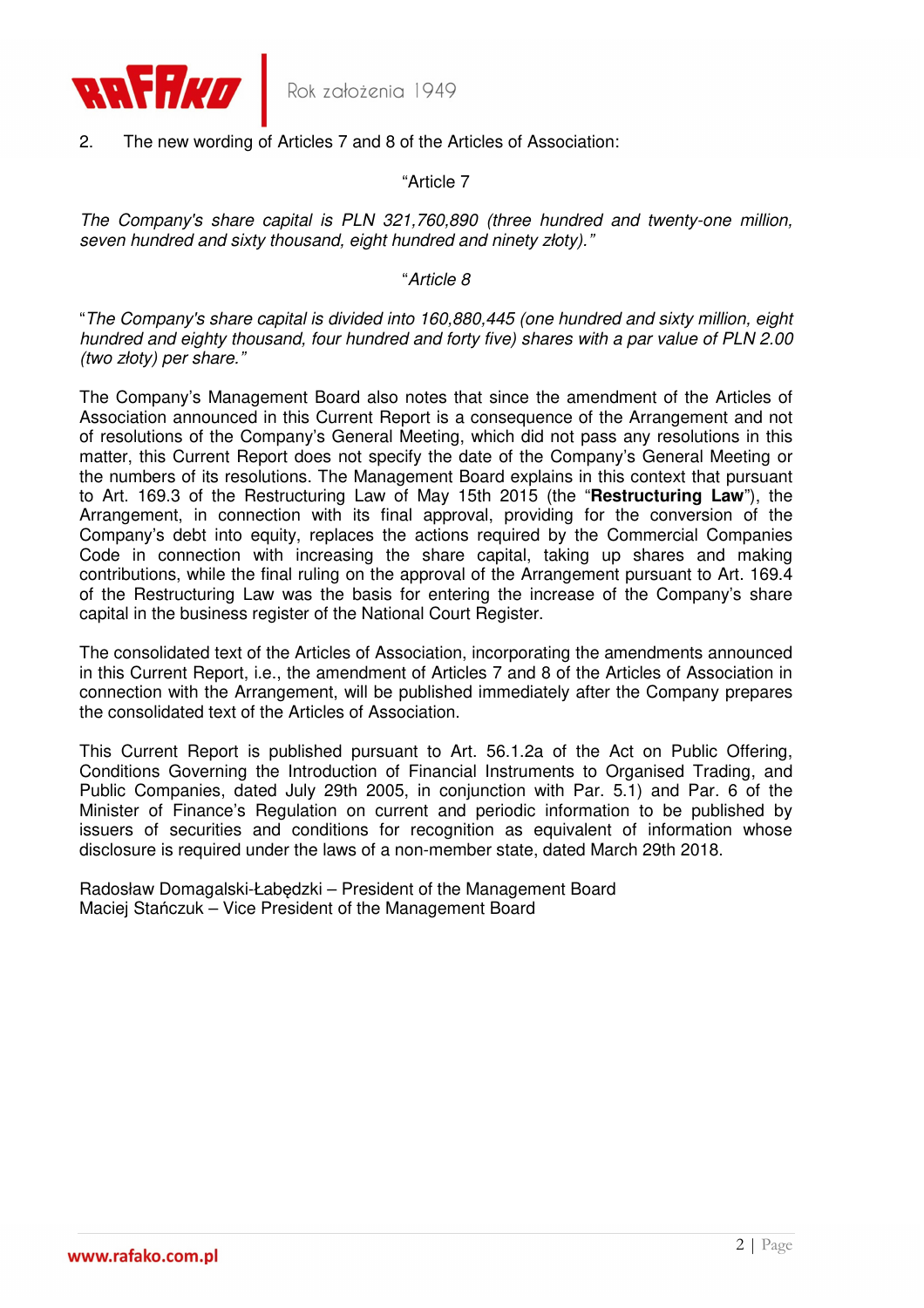2. The new wording of Articles 7 and 8 of the Articles of Association:

"Article 7

*The Company's share capital is PLN 321,760,890 (three hundred and twenty-one million, seven hundred and sixty thousand, eight hundred and ninety złoty)."*

"*Article 8*

"*The Company's share capital is divided into 160,880,445 (one hundred and sixty million, eight hundred and eighty thousand, four hundred and forty five) shares with a par value of PLN 2.00 (two złoty) per share."*

The Company's Management Board also notes that since the amendment of the Articles of Association announced in this Current Report is a consequence of the Arrangement and not of resolutions of the Company's General Meeting, which did not pass any resolutions in this matter, this Current Report does not specify the date of the Company's General Meeting or the numbers of its resolutions. The Management Board explains in this context that pursuant to Art. 169.3 of the Restructuring Law of May 15th 2015 (the "**Restructuring Law**"), the Arrangement, in connection with its final approval, providing for the conversion of the Company's debt into equity, replaces the actions required by the Commercial Companies Code in connection with increasing the share capital, taking up shares and making contributions, while the final ruling on the approval of the Arrangement pursuant to Art. 169.4 of the Restructuring Law was the basis for entering the increase of the Company's share capital in the business register of the National Court Register.

The consolidated text of the Articles of Association, incorporating the amendments announced in this Current Report, i.e., the amendment of Articles 7 and 8 of the Articles of Association in connection with the Arrangement, will be published immediately after the Company prepares the consolidated text of the Articles of Association.

This Current Report is published pursuant to Art. 56.1.2a of the Act on Public Offering, Conditions Governing the Introduction of Financial Instruments to Organised Trading, and Public Companies, dated July 29th 2005, in conjunction with Par. 5.1) and Par. 6 of the Minister of Finance's Regulation on current and periodic information to be published by issuers of securities and conditions for recognition as equivalent of information whose disclosure is required under the laws of a non-member state, dated March 29th 2018.

Radosław Domagalski-Łabędzki – President of the Management Board
Maciej Stańczuk – Vice President of the Management Board